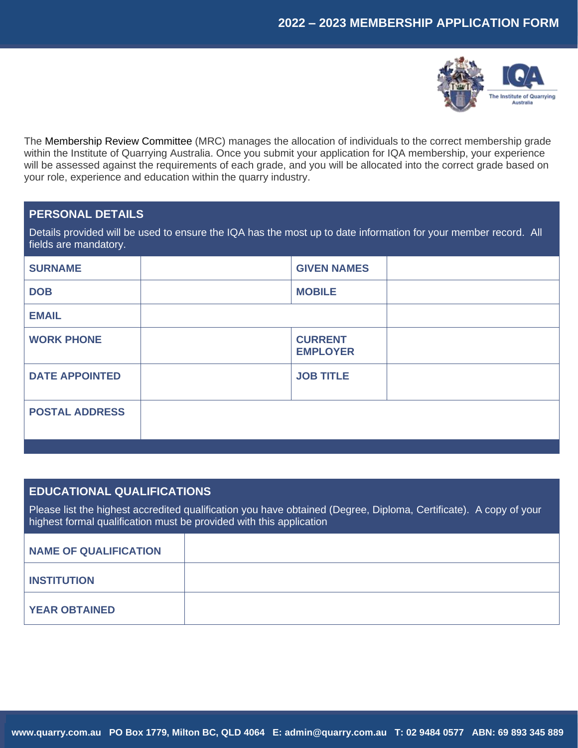# 2022 – 2023 MEMBERSHIP APPLICATION FORM

The Membership Review Committee (MRC) manages the allocation of individuals to the correct membership grade within the Institute of Quarrying Australia. Once you submit your application for IQA membership, your experience will be assessed against the requirements of each grade, and you will be allocated into the correct grade based on your role, experience and education within the quarry industry.

## PERSONAL DETAILS

Details provided will be used to ensure the IQA has the most up to date information for your member record. All fields are mandatory.

| | | | |
|---|---|---|---|
| **SURNAME** | | **GIVEN NAMES** | |
| **DOB** | | **MOBILE** | |
| **EMAIL** | | | |
| **WORK PHONE** | | **CURRENT EMPLOYER** | |
| **DATE APPOINTED** | | **JOB TITLE** | |
| **POSTAL ADDRESS** | | | |

## EDUCATIONAL QUALIFICATIONS

Please list the highest accredited qualification you have obtained (Degree, Diploma, Certificate). A copy of your highest formal qualification must be provided with this application

| | |
|---|---|
| **NAME OF QUALIFICATION** | |
| **INSTITUTION** | |
| **YEAR OBTAINED** | |

**www.quarry.com.au PO Box 1779, Milton BC, QLD 4064 E: admin@quarry.com.au T: 02 9484 0577 ABN: 69 893 345 889**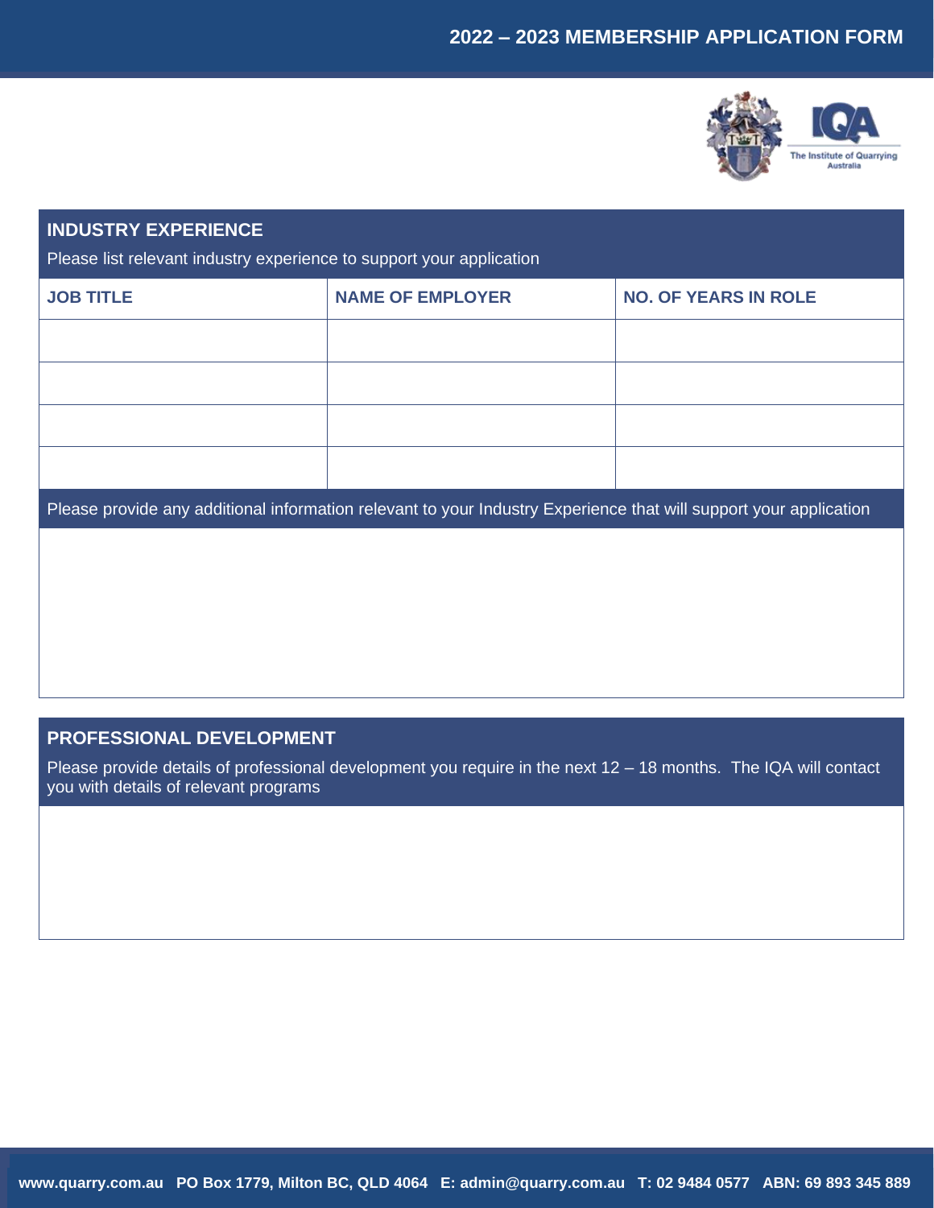## INDUSTRY EXPERIENCE

Please list relevant industry experience to support your application

| JOB TITLE | NAME OF EMPLOYER | NO. OF YEARS IN ROLE |
|---|---|---|
| | | |
| | | |
| | | |
| | | |

Please provide any additional information relevant to your Industry Experience that will support your application

## PROFESSIONAL DEVELOPMENT

Please provide details of professional development you require in the next 12 – 18 months. The IQA will contact you with details of relevant programs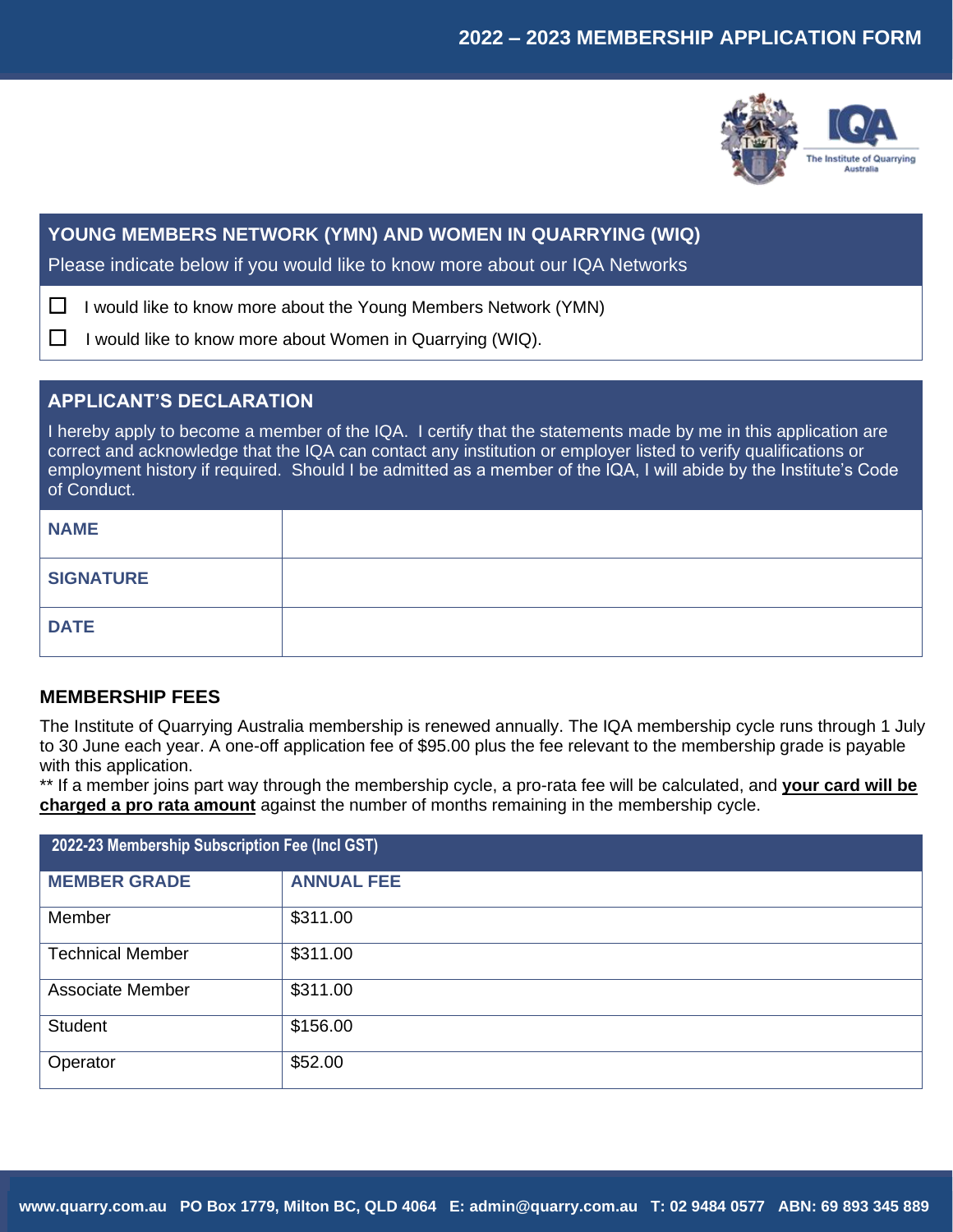## 2022 – 2023 MEMBERSHIP APPLICATION FORM

## YOUNG MEMBERS NETWORK (YMN) AND WOMEN IN QUARRYING (WIQ)

Please indicate below if you would like to know more about our IQA Networks

- ☐ I would like to know more about the Young Members Network (YMN)
- ☐ I would like to know more about Women in Quarrying (WIQ).

## APPLICANT'S DECLARATION

I hereby apply to become a member of the IQA. I certify that the statements made by me in this application are correct and acknowledge that the IQA can contact any institution or employer listed to verify qualifications or employment history if required. Should I be admitted as a member of the IQA, I will abide by the Institute's Code of Conduct.

| | |
|---|---|
| **NAME** | |
| **SIGNATURE** | |
| **DATE** | |

## MEMBERSHIP FEES

The Institute of Quarrying Australia membership is renewed annually. The IQA membership cycle runs through 1 July to 30 June each year. A one-off application fee of $95.00 plus the fee relevant to the membership grade is payable with this application.

** If a member joins part way through the membership cycle, a pro-rata fee will be calculated, and **your card will be charged a pro rata amount** against the number of months remaining in the membership cycle.

| 2022-23 Membership Subscription Fee (Incl GST) | |
|---|---|
| **MEMBER GRADE** | **ANNUAL FEE** |
| Member | $311.00 |
| Technical Member | $311.00 |
| Associate Member | $311.00 |
| Student | $156.00 |
| Operator | $52.00 |

www.quarry.com.au PO Box 1779, Milton BC, QLD 4064 E: admin@quarry.com.au T: 02 9484 0577 ABN: 69 893 345 889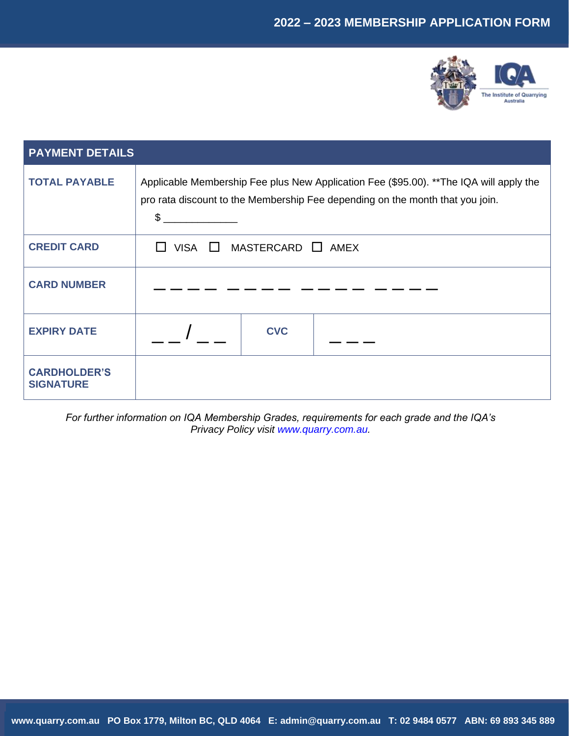| PAYMENT DETAILS | | | |
|---|---|---|---|
| **TOTAL PAYABLE** | Applicable Membership Fee plus New Application Fee ($95.00). **The IQA will apply the pro rata discount to the Membership Fee depending on the month that you join.<br>$ _____________ | | |
| **CREDIT CARD** | ☐ VISA ☐ MASTERCARD ☐ AMEX | | |
| **CARD NUMBER** | _ _ _ _ _ _ _ _ _ _ _ _ _ _ _ _ | | |
| **EXPIRY DATE** | _ _ / _ _ | **CVC** | _ _ _ |
| **CARDHOLDER'S SIGNATURE** | | | |

*For further information on IQA Membership Grades, requirements for each grade and the IQA's Privacy Policy visit www.quarry.com.au.*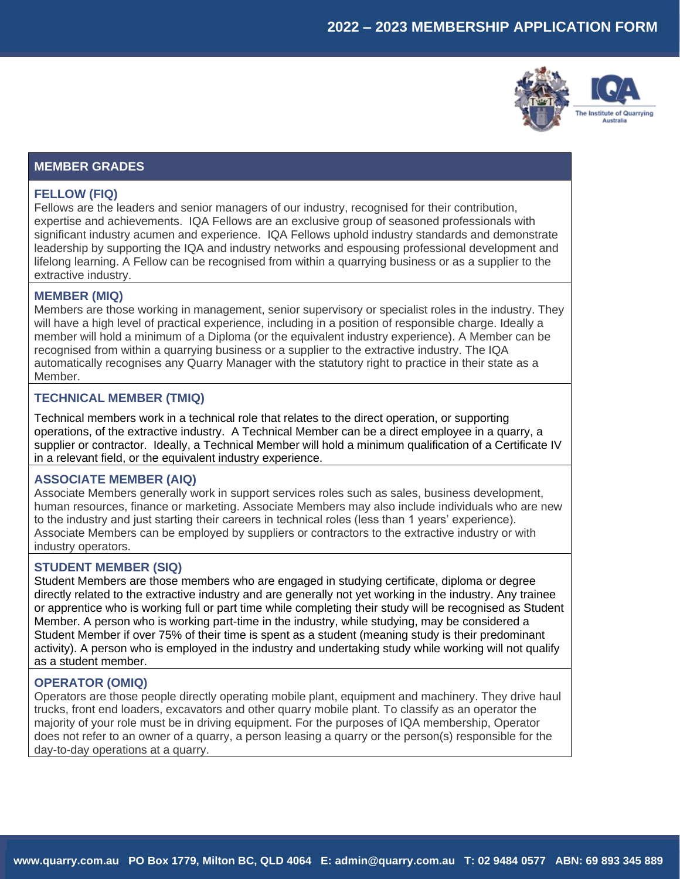## MEMBER GRADES

### FELLOW (FIQ)

Fellows are the leaders and senior managers of our industry, recognised for their contribution, expertise and achievements. IQA Fellows are an exclusive group of seasoned professionals with significant industry acumen and experience. IQA Fellows uphold industry standards and demonstrate leadership by supporting the IQA and industry networks and espousing professional development and lifelong learning. A Fellow can be recognised from within a quarrying business or as a supplier to the extractive industry.

### MEMBER (MIQ)

Members are those working in management, senior supervisory or specialist roles in the industry. They will have a high level of practical experience, including in a position of responsible charge. Ideally a member will hold a minimum of a Diploma (or the equivalent industry experience). A Member can be recognised from within a quarrying business or a supplier to the extractive industry. The IQA automatically recognises any Quarry Manager with the statutory right to practice in their state as a Member.

### TECHNICAL MEMBER (TMIQ)

Technical members work in a technical role that relates to the direct operation, or supporting operations, of the extractive industry. A Technical Member can be a direct employee in a quarry, a supplier or contractor. Ideally, a Technical Member will hold a minimum qualification of a Certificate IV in a relevant field, or the equivalent industry experience.

### ASSOCIATE MEMBER (AIQ)

Associate Members generally work in support services roles such as sales, business development, human resources, finance or marketing. Associate Members may also include individuals who are new to the industry and just starting their careers in technical roles (less than 1 years' experience). Associate Members can be employed by suppliers or contractors to the extractive industry or with industry operators.

### STUDENT MEMBER (SIQ)

Student Members are those members who are engaged in studying certificate, diploma or degree directly related to the extractive industry and are generally not yet working in the industry. Any trainee or apprentice who is working full or part time while completing their study will be recognised as Student Member. A person who is working part-time in the industry, while studying, may be considered a Student Member if over 75% of their time is spent as a student (meaning study is their predominant activity). A person who is employed in the industry and undertaking study while working will not qualify as a student member.

### OPERATOR (OMIQ)

Operators are those people directly operating mobile plant, equipment and machinery. They drive haul trucks, front end loaders, excavators and other quarry mobile plant. To classify as an operator the majority of your role must be in driving equipment. For the purposes of IQA membership, Operator does not refer to an owner of a quarry, a person leasing a quarry or the person(s) responsible for the day-to-day operations at a quarry.